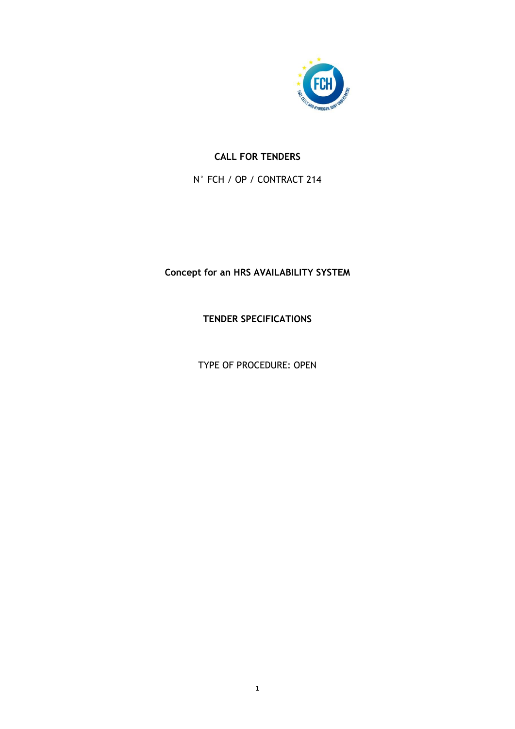**CALL FOR TENDERS**

N° FCH / OP / CONTRACT 214

**Concept for an HRS AVAILABILITY SYSTEM**

**TENDER SPECIFICATIONS**

TYPE OF PROCEDURE: OPEN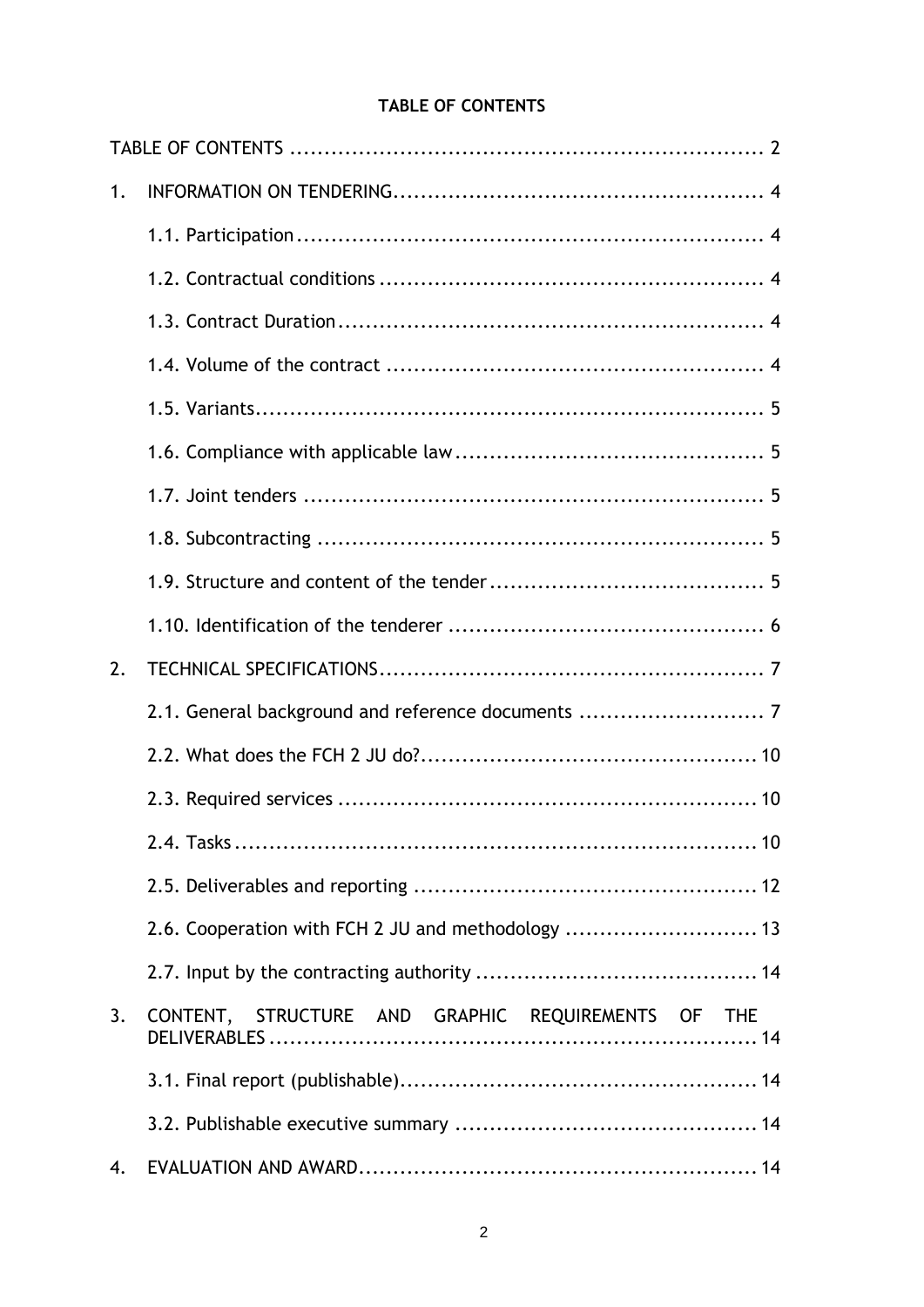**TABLE OF CONTENTS**

TABLE OF CONTENTS .................................................................... 2

1. INFORMATION ON TENDERING...................................................... 4
    - 1.1. Participation.................................................................... 4
    - 1.2. Contractual conditions ........................................................ 4
    - 1.3. Contract Duration.............................................................. 4
    - 1.4. Volume of the contract ....................................................... 4
    - 1.5. Variants.......................................................................... 5
    - 1.6. Compliance with applicable law............................................. 5
    - 1.7. Joint tenders ................................................................... 5
    - 1.8. Subcontracting ................................................................. 5
    - 1.9. Structure and content of the tender........................................ 5
    - 1.10. Identification of the tenderer .............................................. 6
2. TECHNICAL SPECIFICATIONS........................................................ 7
    - 2.1. General background and reference documents ........................... 7
    - 2.2. What does the FCH 2 JU do?................................................. 10
    - 2.3. Required services ............................................................. 10
    - 2.4. Tasks ........................................................................... 10
    - 2.5. Deliverables and reporting .................................................. 12
    - 2.6. Cooperation with FCH 2 JU and methodology ............................ 13
    - 2.7. Input by the contracting authority ......................................... 14
3. CONTENT, STRUCTURE AND GRAPHIC REQUIREMENTS OF THE DELIVERABLES ....................................................................... 14
    - 3.1. Final report (publishable).................................................... 14
    - 3.2. Publishable executive summary ............................................ 14
4. EVALUATION AND AWARD.......................................................... 14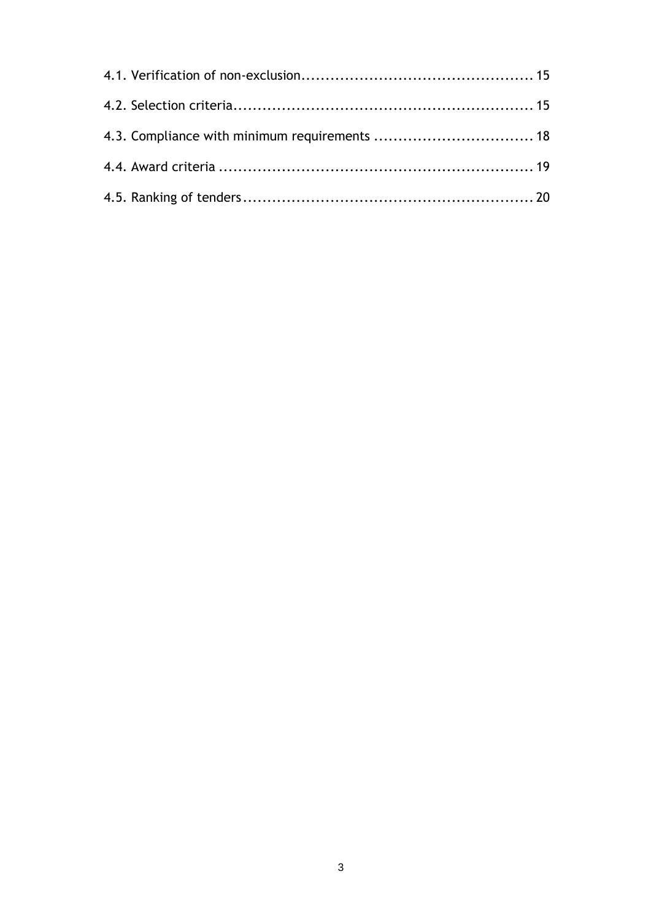4.1. Verification of non-exclusion ................................................ 15

4.2. Selection criteria ............................................................. 15

4.3. Compliance with minimum requirements ................................. 18

4.4. Award criteria ................................................................. 19

4.5. Ranking of tenders ............................................................ 20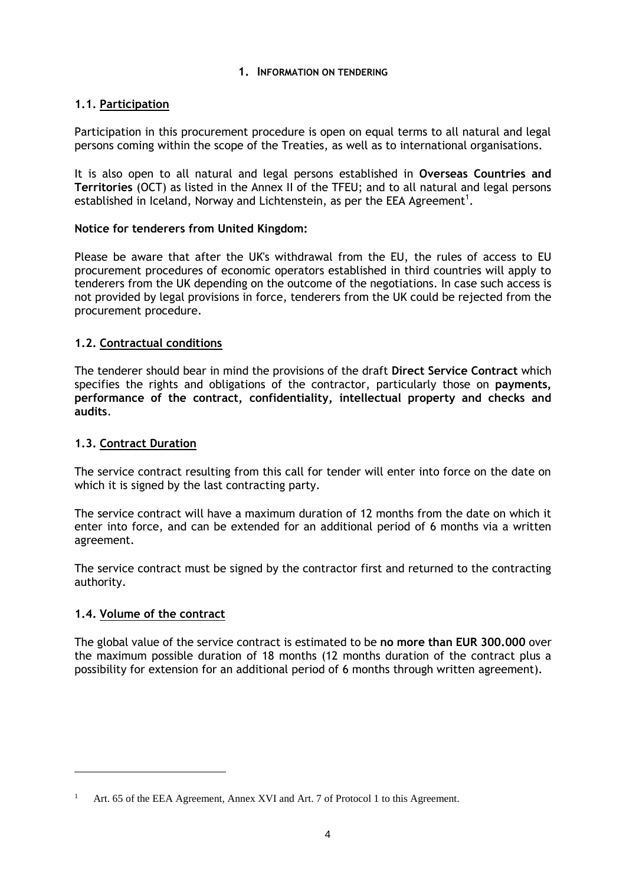## 1. Information on tendering

### 1.1. Participation

Participation in this procurement procedure is open on equal terms to all natural and legal persons coming within the scope of the Treaties, as well as to international organisations.

It is also open to all natural and legal persons established in **Overseas Countries and Territories** (OCT) as listed in the Annex II of the TFEU; and to all natural and legal persons established in Iceland, Norway and Lichtenstein, as per the EEA Agreement[1].

**Notice for tenderers from United Kingdom:**

Please be aware that after the UK's withdrawal from the EU, the rules of access to EU procurement procedures of economic operators established in third countries will apply to tenderers from the UK depending on the outcome of the negotiations. In case such access is not provided by legal provisions in force, tenderers from the UK could be rejected from the procurement procedure.

### 1.2. Contractual conditions

The tenderer should bear in mind the provisions of the draft **Direct Service Contract** which specifies the rights and obligations of the contractor, particularly those on **payments, performance of the contract, confidentiality, intellectual property and checks and audits**.

### 1.3. Contract Duration

The service contract resulting from this call for tender will enter into force on the date on which it is signed by the last contracting party.

The service contract will have a maximum duration of 12 months from the date on which it enter into force, and can be extended for an additional period of 6 months via a written agreement.

The service contract must be signed by the contractor first and returned to the contracting authority.

### 1.4. Volume of the contract

The global value of the service contract is estimated to be **no more than EUR 300.000** over the maximum possible duration of 18 months (12 months duration of the contract plus a possibility for extension for an additional period of 6 months through written agreement).

---

[1] Art. 65 of the EEA Agreement, Annex XVI and Art. 7 of Protocol 1 to this Agreement.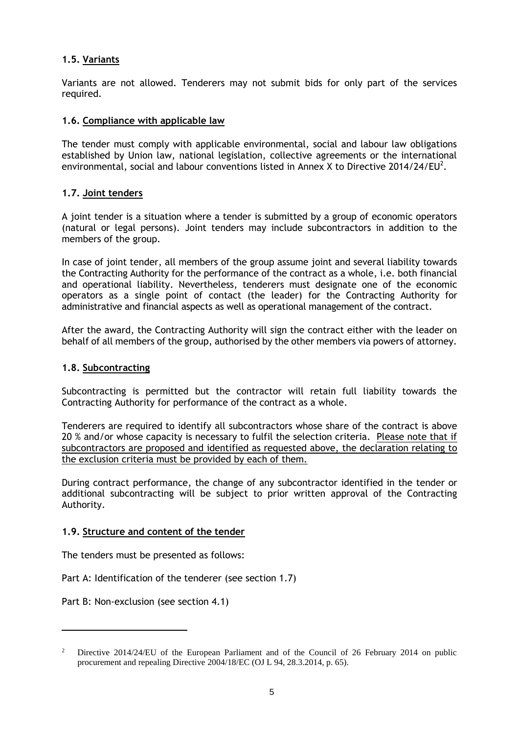### 1.5. <u>Variants</u>

Variants are not allowed. Tenderers may not submit bids for only part of the services required.

### 1.6. <u>Compliance with applicable law</u>

The tender must comply with applicable environmental, social and labour law obligations established by Union law, national legislation, collective agreements or the international environmental, social and labour conventions listed in Annex X to Directive 2014/24/EU[2].

### 1.7. <u>Joint tenders</u>

A joint tender is a situation where a tender is submitted by a group of economic operators (natural or legal persons). Joint tenders may include subcontractors in addition to the members of the group.

In case of joint tender, all members of the group assume joint and several liability towards the Contracting Authority for the performance of the contract as a whole, i.e. both financial and operational liability. Nevertheless, tenderers must designate one of the economic operators as a single point of contact (the leader) for the Contracting Authority for administrative and financial aspects as well as operational management of the contract.

After the award, the Contracting Authority will sign the contract either with the leader on behalf of all members of the group, authorised by the other members via powers of attorney.

### 1.8. <u>Subcontracting</u>

Subcontracting is permitted but the contractor will retain full liability towards the Contracting Authority for performance of the contract as a whole.

Tenderers are required to identify all subcontractors whose share of the contract is above 20 % and/or whose capacity is necessary to fulfil the selection criteria. <u>Please note that if subcontractors are proposed and identified as requested above, the declaration relating to the exclusion criteria must be provided by each of them.</u>

During contract performance, the change of any subcontractor identified in the tender or additional subcontracting will be subject to prior written approval of the Contracting Authority.

### 1.9. <u>Structure and content of the tender</u>

The tenders must be presented as follows:

Part A: Identification of the tenderer (see section 1.7)

Part B: Non-exclusion (see section 4.1)

---

[2] Directive 2014/24/EU of the European Parliament and of the Council of 26 February 2014 on public procurement and repealing Directive 2004/18/EC (OJ L 94, 28.3.2014, p. 65).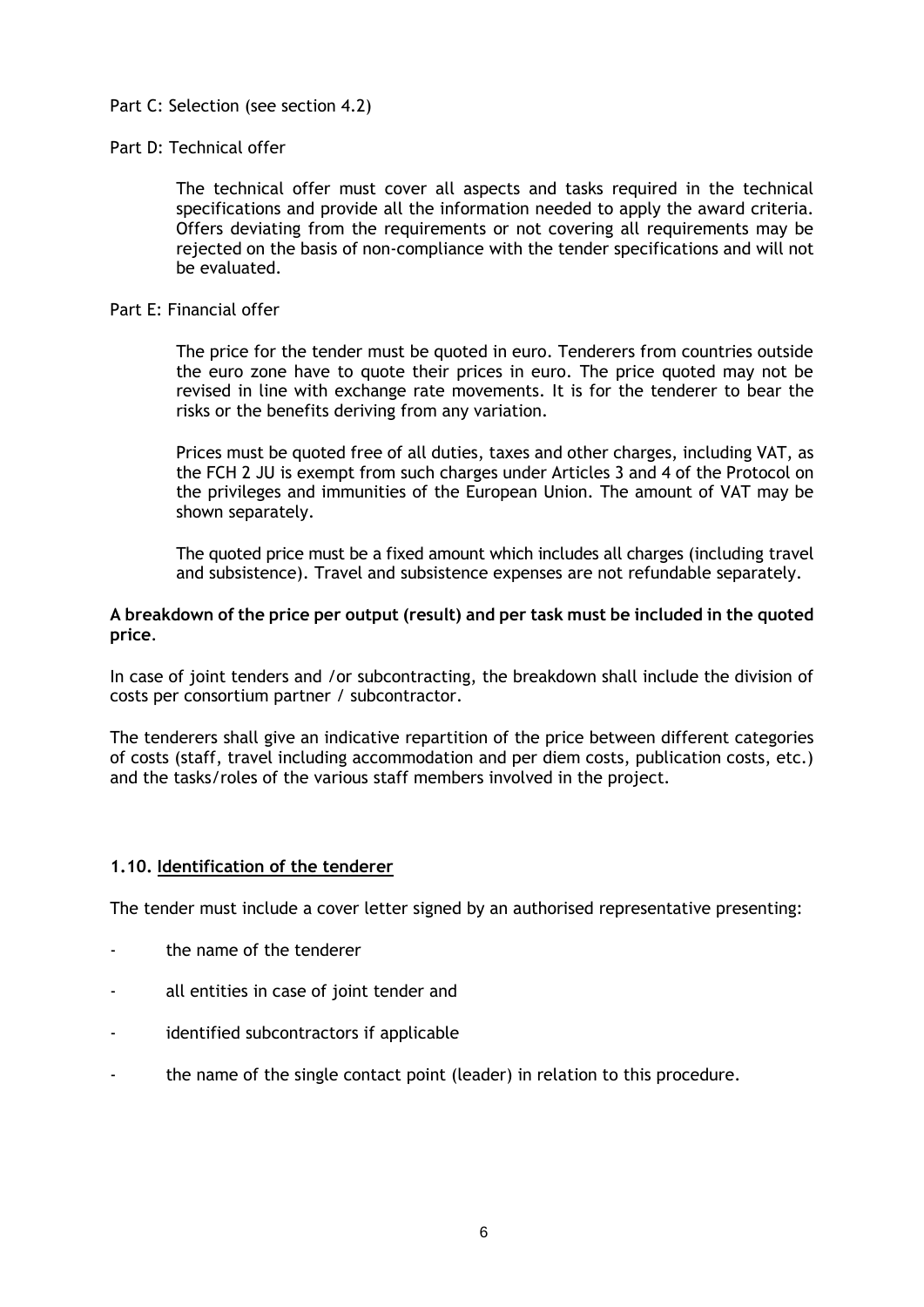Part C: Selection (see section 4.2)

Part D: Technical offer

> The technical offer must cover all aspects and tasks required in the technical specifications and provide all the information needed to apply the award criteria. Offers deviating from the requirements or not covering all requirements may be rejected on the basis of non-compliance with the tender specifications and will not be evaluated.

Part E: Financial offer

> The price for the tender must be quoted in euro. Tenderers from countries outside the euro zone have to quote their prices in euro. The price quoted may not be revised in line with exchange rate movements. It is for the tenderer to bear the risks or the benefits deriving from any variation.
>
> Prices must be quoted free of all duties, taxes and other charges, including VAT, as the FCH 2 JU is exempt from such charges under Articles 3 and 4 of the Protocol on the privileges and immunities of the European Union. The amount of VAT may be shown separately.
>
> The quoted price must be a fixed amount which includes all charges (including travel and subsistence). Travel and subsistence expenses are not refundable separately.

**A breakdown of the price per output (result) and per task must be included in the quoted price**.

In case of joint tenders and /or subcontracting, the breakdown shall include the division of costs per consortium partner / subcontractor.

The tenderers shall give an indicative repartition of the price between different categories of costs (staff, travel including accommodation and per diem costs, publication costs, etc.) and the tasks/roles of the various staff members involved in the project.

### 1.10. Identification of the tenderer

The tender must include a cover letter signed by an authorised representative presenting:

- the name of the tenderer
- all entities in case of joint tender and
- identified subcontractors if applicable
- the name of the single contact point (leader) in relation to this procedure.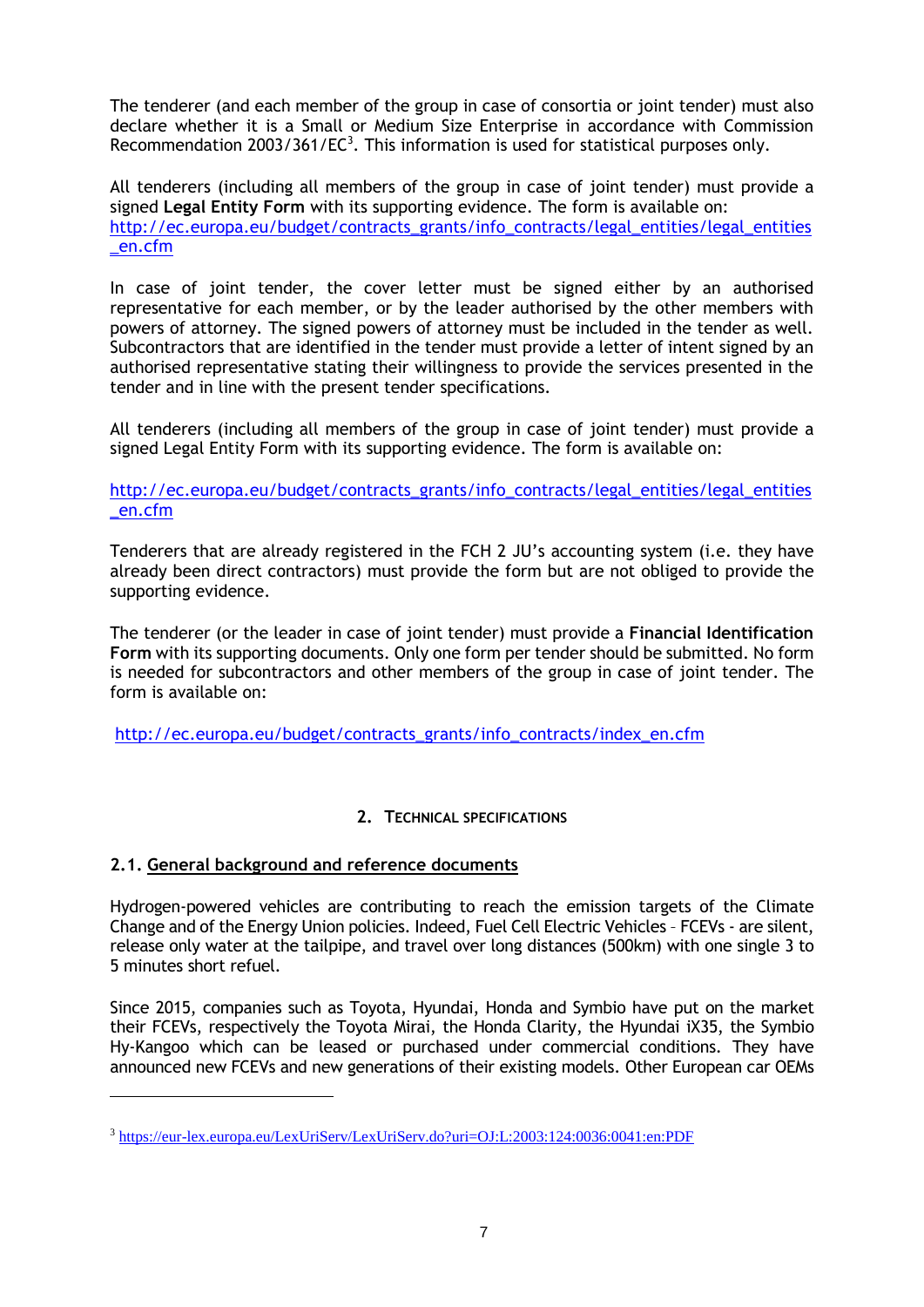The tenderer (and each member of the group in case of consortia or joint tender) must also declare whether it is a Small or Medium Size Enterprise in accordance with Commission Recommendation 2003/361/EC[3]. This information is used for statistical purposes only.

All tenderers (including all members of the group in case of joint tender) must provide a signed **Legal Entity Form** with its supporting evidence. The form is available on: http://ec.europa.eu/budget/contracts_grants/info_contracts/legal_entities/legal_entities_en.cfm

In case of joint tender, the cover letter must be signed either by an authorised representative for each member, or by the leader authorised by the other members with powers of attorney. The signed powers of attorney must be included in the tender as well. Subcontractors that are identified in the tender must provide a letter of intent signed by an authorised representative stating their willingness to provide the services presented in the tender and in line with the present tender specifications.

All tenderers (including all members of the group in case of joint tender) must provide a signed Legal Entity Form with its supporting evidence. The form is available on:

http://ec.europa.eu/budget/contracts_grants/info_contracts/legal_entities/legal_entities_en.cfm

Tenderers that are already registered in the FCH 2 JU's accounting system (i.e. they have already been direct contractors) must provide the form but are not obliged to provide the supporting evidence.

The tenderer (or the leader in case of joint tender) must provide a **Financial Identification Form** with its supporting documents. Only one form per tender should be submitted. No form is needed for subcontractors and other members of the group in case of joint tender. The form is available on:

http://ec.europa.eu/budget/contracts_grants/info_contracts/index_en.cfm

## 2. TECHNICAL SPECIFICATIONS

### 2.1. General background and reference documents

Hydrogen-powered vehicles are contributing to reach the emission targets of the Climate Change and of the Energy Union policies. Indeed, Fuel Cell Electric Vehicles – FCEVs - are silent, release only water at the tailpipe, and travel over long distances (500km) with one single 3 to 5 minutes short refuel.

Since 2015, companies such as Toyota, Hyundai, Honda and Symbio have put on the market their FCEVs, respectively the Toyota Mirai, the Honda Clarity, the Hyundai iX35, the Symbio Hy-Kangoo which can be leased or purchased under commercial conditions. They have announced new FCEVs and new generations of their existing models. Other European car OEMs

[3] https://eur-lex.europa.eu/LexUriServ/LexUriServ.do?uri=OJ:L:2003:124:0036:0041:en:PDF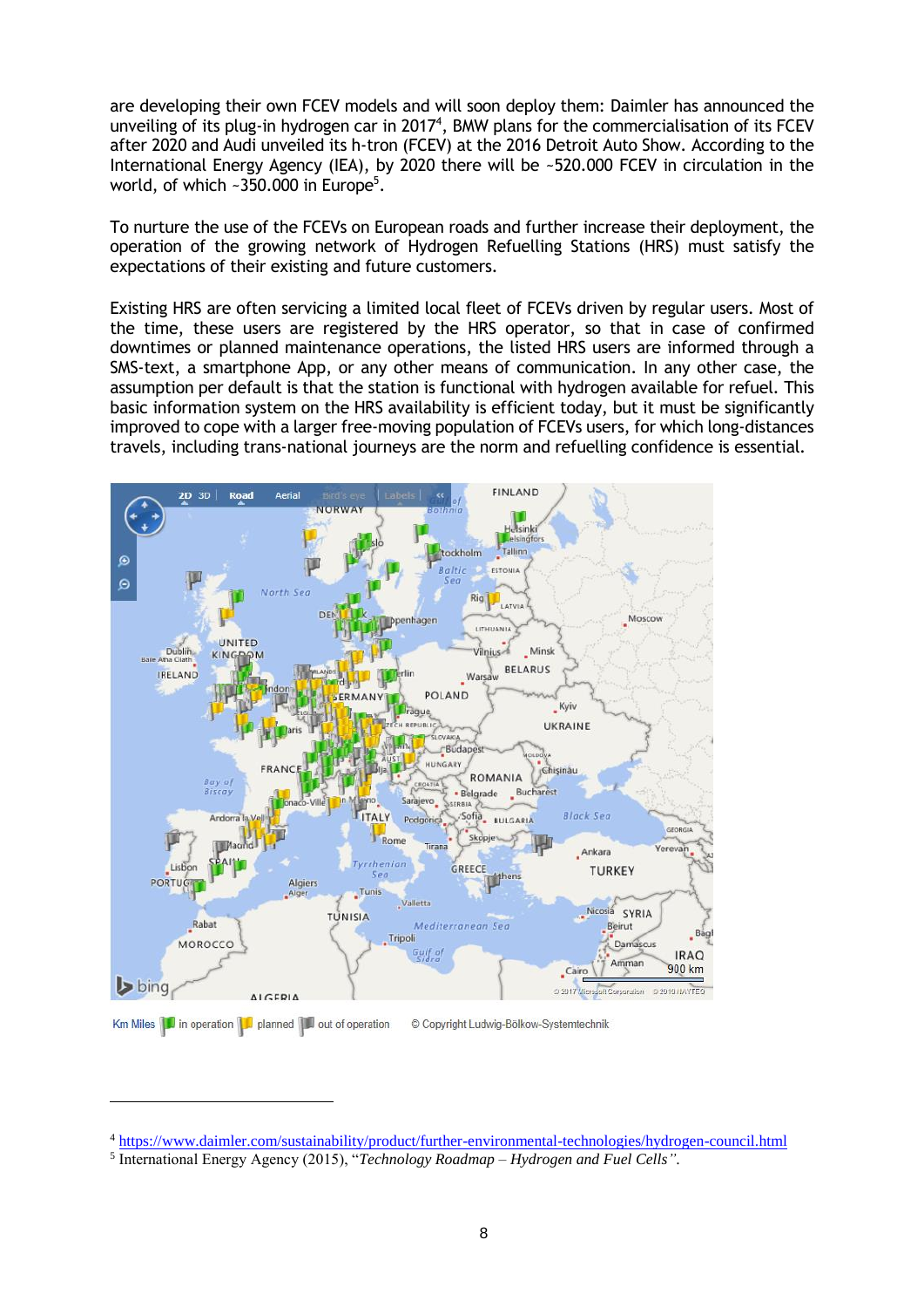are developing their own FCEV models and will soon deploy them: Daimler has announced the unveiling of its plug-in hydrogen car in 2017[4], BMW plans for the commercialisation of its FCEV after 2020 and Audi unveiled its h-tron (FCEV) at the 2016 Detroit Auto Show. According to the International Energy Agency (IEA), by 2020 there will be ~520.000 FCEV in circulation in the world, of which ~350.000 in Europe[5].

To nurture the use of the FCEVs on European roads and further increase their deployment, the operation of the growing network of Hydrogen Refuelling Stations (HRS) must satisfy the expectations of their existing and future customers.

Existing HRS are often servicing a limited local fleet of FCEVs driven by regular users. Most of the time, these users are registered by the HRS operator, so that in case of confirmed downtimes or planned maintenance operations, the listed HRS users are informed through a SMS-text, a smartphone App, or any other means of communication. In any other case, the assumption per default is that the station is functional with hydrogen available for refuel. This basic information system on the HRS availability is efficient today, but it must be significantly improved to cope with a larger free-moving population of FCEVs users, for which long-distances travels, including trans-national journeys are the norm and refuelling confidence is essential.

Km Miles | in operation | planned | out of operation © Copyright Ludwig-Bölkow-Systemtechnik

---

[4] https://www.daimler.com/sustainability/product/further-environmental-technologies/hydrogen-council.html

[5] International Energy Agency (2015), "*Technology Roadmap – Hydrogen and Fuel Cells*".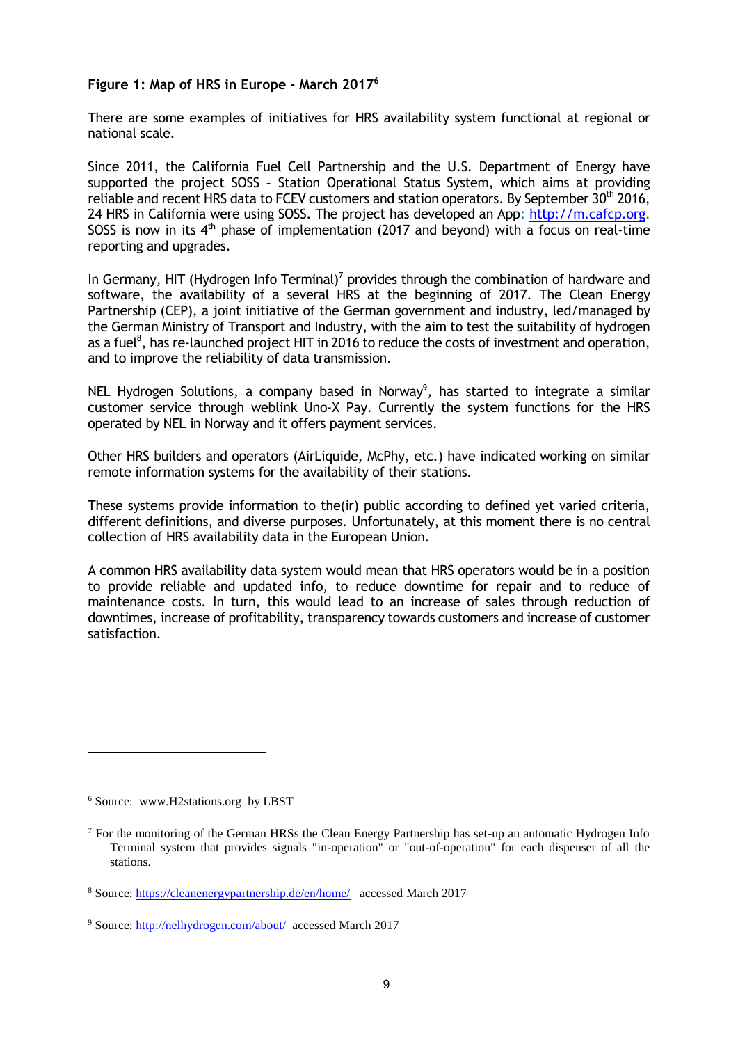**Figure 1: Map of HRS in Europe - March 2017**[6]

There are some examples of initiatives for HRS availability system functional at regional or national scale.

Since 2011, the California Fuel Cell Partnership and the U.S. Department of Energy have supported the project SOSS – Station Operational Status System, which aims at providing reliable and recent HRS data to FCEV customers and station operators. By September 30th 2016, 24 HRS in California were using SOSS. The project has developed an App: http://m.cafcp.org. SOSS is now in its 4th phase of implementation (2017 and beyond) with a focus on real-time reporting and upgrades.

In Germany, HIT (Hydrogen Info Terminal)[7] provides through the combination of hardware and software, the availability of a several HRS at the beginning of 2017. The Clean Energy Partnership (CEP), a joint initiative of the German government and industry, led/managed by the German Ministry of Transport and Industry, with the aim to test the suitability of hydrogen as a fuel[8], has re-launched project HIT in 2016 to reduce the costs of investment and operation, and to improve the reliability of data transmission.

NEL Hydrogen Solutions, a company based in Norway[9], has started to integrate a similar customer service through weblink Uno-X Pay. Currently the system functions for the HRS operated by NEL in Norway and it offers payment services.

Other HRS builders and operators (AirLiquide, McPhy, etc.) have indicated working on similar remote information systems for the availability of their stations.

These systems provide information to the(ir) public according to defined yet varied criteria, different definitions, and diverse purposes. Unfortunately, at this moment there is no central collection of HRS availability data in the European Union.

A common HRS availability data system would mean that HRS operators would be in a position to provide reliable and updated info, to reduce downtime for repair and to reduce of maintenance costs. In turn, this would lead to an increase of sales through reduction of downtimes, increase of profitability, transparency towards customers and increase of customer satisfaction.

---

[6] Source: www.H2stations.org by LBST

[7] For the monitoring of the German HRSs the Clean Energy Partnership has set-up an automatic Hydrogen Info Terminal system that provides signals "in-operation" or "out-of-operation" for each dispenser of all the stations.

[8] Source: https://cleanenergypartnership.de/en/home/ accessed March 2017

[9] Source: http://nelhydrogen.com/about/ accessed March 2017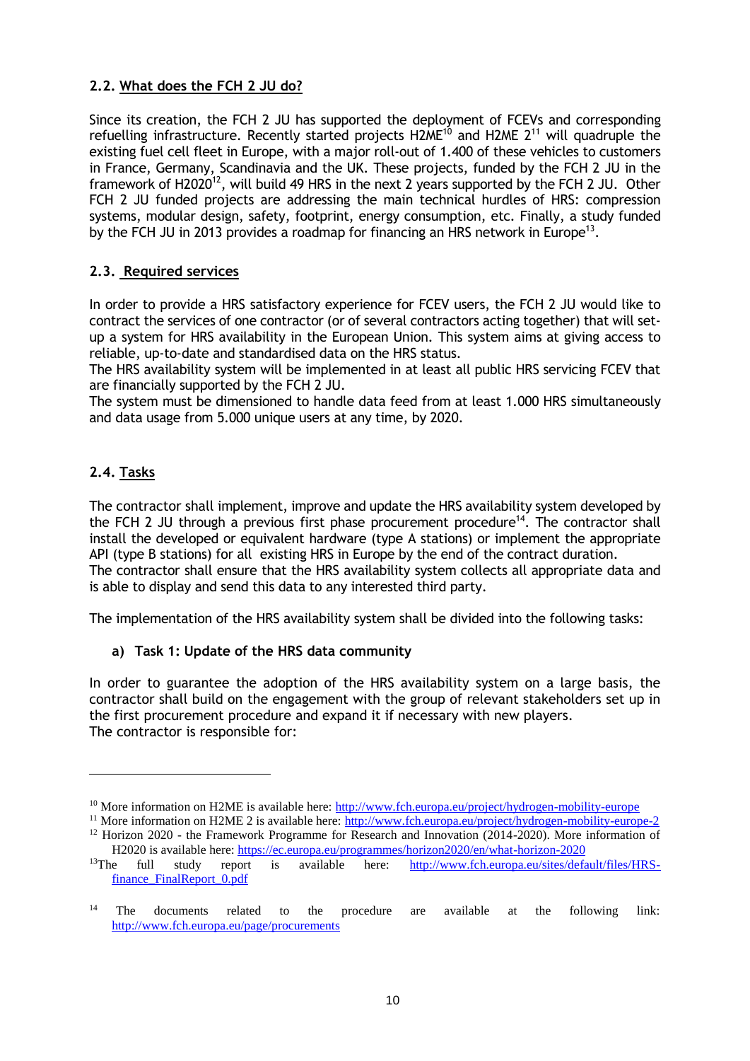## 2.2. What does the FCH 2 JU do?

Since its creation, the FCH 2 JU has supported the deployment of FCEVs and corresponding refuelling infrastructure. Recently started projects H2ME[10] and H2ME 2[11] will quadruple the existing fuel cell fleet in Europe, with a major roll-out of 1.400 of these vehicles to customers in France, Germany, Scandinavia and the UK. These projects, funded by the FCH 2 JU in the framework of H2020[12], will build 49 HRS in the next 2 years supported by the FCH 2 JU. Other FCH 2 JU funded projects are addressing the main technical hurdles of HRS: compression systems, modular design, safety, footprint, energy consumption, etc. Finally, a study funded by the FCH JU in 2013 provides a roadmap for financing an HRS network in Europe[13].

## 2.3. Required services

In order to provide a HRS satisfactory experience for FCEV users, the FCH 2 JU would like to contract the services of one contractor (or of several contractors acting together) that will set-up a system for HRS availability in the European Union. This system aims at giving access to reliable, up-to-date and standardised data on the HRS status.

The HRS availability system will be implemented in at least all public HRS servicing FCEV that are financially supported by the FCH 2 JU.

The system must be dimensioned to handle data feed from at least 1.000 HRS simultaneously and data usage from 5.000 unique users at any time, by 2020.

## 2.4. Tasks

The contractor shall implement, improve and update the HRS availability system developed by the FCH 2 JU through a previous first phase procurement procedure[14]. The contractor shall install the developed or equivalent hardware (type A stations) or implement the appropriate API (type B stations) for all existing HRS in Europe by the end of the contract duration.

The contractor shall ensure that the HRS availability system collects all appropriate data and is able to display and send this data to any interested third party.

The implementation of the HRS availability system shall be divided into the following tasks:

### a) Task 1: Update of the HRS data community

In order to guarantee the adoption of the HRS availability system on a large basis, the contractor shall build on the engagement with the group of relevant stakeholders set up in the first procurement procedure and expand it if necessary with new players.

The contractor is responsible for:

---

[10] More information on H2ME is available here: http://www.fch.europa.eu/project/hydrogen-mobility-europe

[11] More information on H2ME 2 is available here: http://www.fch.europa.eu/project/hydrogen-mobility-europe-2

[12] Horizon 2020 - the Framework Programme for Research and Innovation (2014-2020). More information of H2020 is available here: https://ec.europa.eu/programmes/horizon2020/en/what-horizon-2020

[13] The full study report is available here: http://www.fch.europa.eu/sites/default/files/HRS-finance_FinalReport_0.pdf

[14] The documents related to the procedure are available at the following link: http://www.fch.europa.eu/page/procurements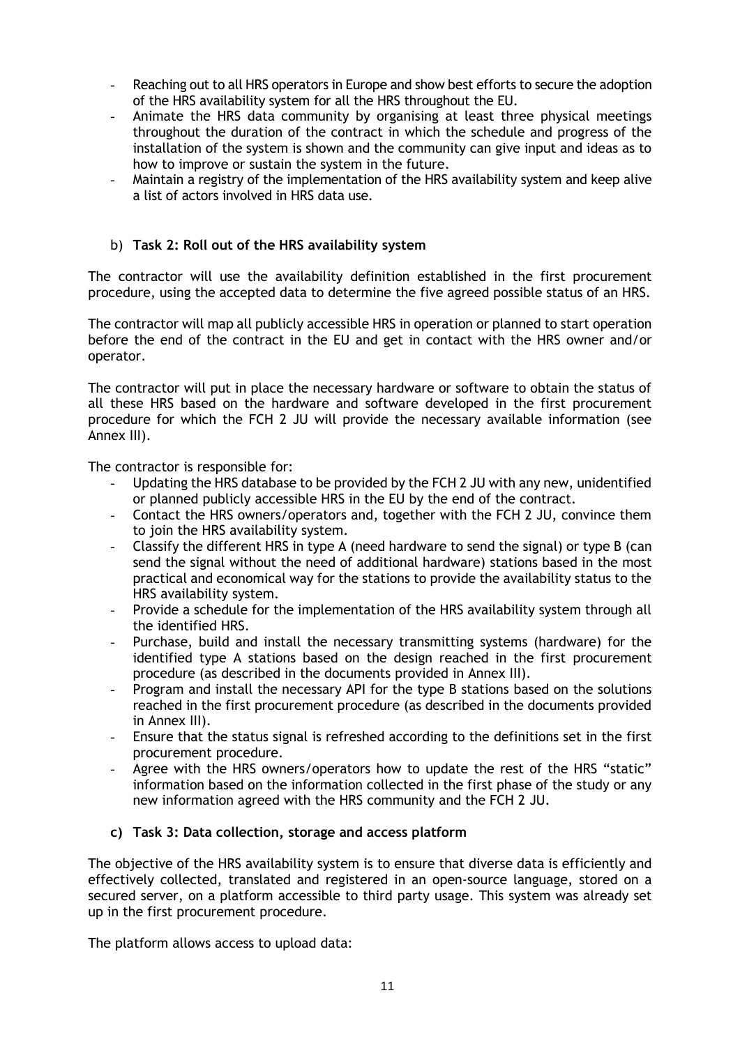- Reaching out to all HRS operators in Europe and show best efforts to secure the adoption of the HRS availability system for all the HRS throughout the EU.
- Animate the HRS data community by organising at least three physical meetings throughout the duration of the contract in which the schedule and progress of the installation of the system is shown and the community can give input and ideas as to how to improve or sustain the system in the future.
- Maintain a registry of the implementation of the HRS availability system and keep alive a list of actors involved in HRS data use.

### b) **Task 2: Roll out of the HRS availability system**

The contractor will use the availability definition established in the first procurement procedure, using the accepted data to determine the five agreed possible status of an HRS.

The contractor will map all publicly accessible HRS in operation or planned to start operation before the end of the contract in the EU and get in contact with the HRS owner and/or operator.

The contractor will put in place the necessary hardware or software to obtain the status of all these HRS based on the hardware and software developed in the first procurement procedure for which the FCH 2 JU will provide the necessary available information (see Annex III).

The contractor is responsible for:

- Updating the HRS database to be provided by the FCH 2 JU with any new, unidentified or planned publicly accessible HRS in the EU by the end of the contract.
- Contact the HRS owners/operators and, together with the FCH 2 JU, convince them to join the HRS availability system.
- Classify the different HRS in type A (need hardware to send the signal) or type B (can send the signal without the need of additional hardware) stations based in the most practical and economical way for the stations to provide the availability status to the HRS availability system.
- Provide a schedule for the implementation of the HRS availability system through all the identified HRS.
- Purchase, build and install the necessary transmitting systems (hardware) for the identified type A stations based on the design reached in the first procurement procedure (as described in the documents provided in Annex III).
- Program and install the necessary API for the type B stations based on the solutions reached in the first procurement procedure (as described in the documents provided in Annex III).
- Ensure that the status signal is refreshed according to the definitions set in the first procurement procedure.
- Agree with the HRS owners/operators how to update the rest of the HRS "static" information based on the information collected in the first phase of the study or any new information agreed with the HRS community and the FCH 2 JU.

### **c) Task 3: Data collection, storage and access platform**

The objective of the HRS availability system is to ensure that diverse data is efficiently and effectively collected, translated and registered in an open-source language, stored on a secured server, on a platform accessible to third party usage. This system was already set up in the first procurement procedure.

The platform allows access to upload data: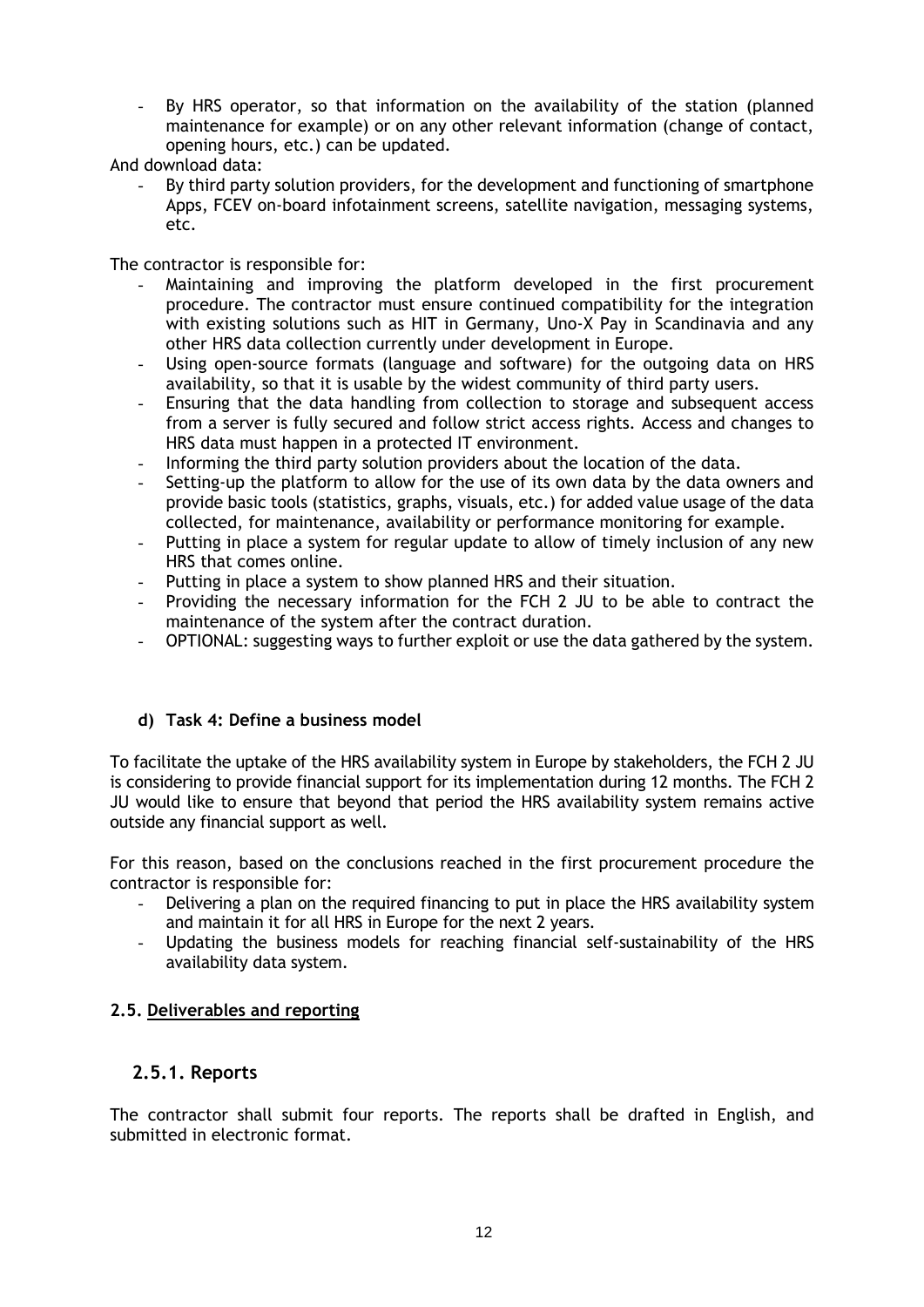- By HRS operator, so that information on the availability of the station (planned maintenance for example) or on any other relevant information (change of contact, opening hours, etc.) can be updated.

And download data:

- By third party solution providers, for the development and functioning of smartphone Apps, FCEV on-board infotainment screens, satellite navigation, messaging systems, etc.

The contractor is responsible for:

- Maintaining and improving the platform developed in the first procurement procedure. The contractor must ensure continued compatibility for the integration with existing solutions such as HIT in Germany, Uno-X Pay in Scandinavia and any other HRS data collection currently under development in Europe.
- Using open-source formats (language and software) for the outgoing data on HRS availability, so that it is usable by the widest community of third party users.
- Ensuring that the data handling from collection to storage and subsequent access from a server is fully secured and follow strict access rights. Access and changes to HRS data must happen in a protected IT environment.
- Informing the third party solution providers about the location of the data.
- Setting-up the platform to allow for the use of its own data by the data owners and provide basic tools (statistics, graphs, visuals, etc.) for added value usage of the data collected, for maintenance, availability or performance monitoring for example.
- Putting in place a system for regular update to allow of timely inclusion of any new HRS that comes online.
- Putting in place a system to show planned HRS and their situation.
- Providing the necessary information for the FCH 2 JU to be able to contract the maintenance of the system after the contract duration.
- OPTIONAL: suggesting ways to further exploit or use the data gathered by the system.

#### d) Task 4: Define a business model

To facilitate the uptake of the HRS availability system in Europe by stakeholders, the FCH 2 JU is considering to provide financial support for its implementation during 12 months. The FCH 2 JU would like to ensure that beyond that period the HRS availability system remains active outside any financial support as well.

For this reason, based on the conclusions reached in the first procurement procedure the contractor is responsible for:

- Delivering a plan on the required financing to put in place the HRS availability system and maintain it for all HRS in Europe for the next 2 years.
- Updating the business models for reaching financial self-sustainability of the HRS availability data system.

## 2.5. Deliverables and reporting

### 2.5.1. Reports

The contractor shall submit four reports. The reports shall be drafted in English, and submitted in electronic format.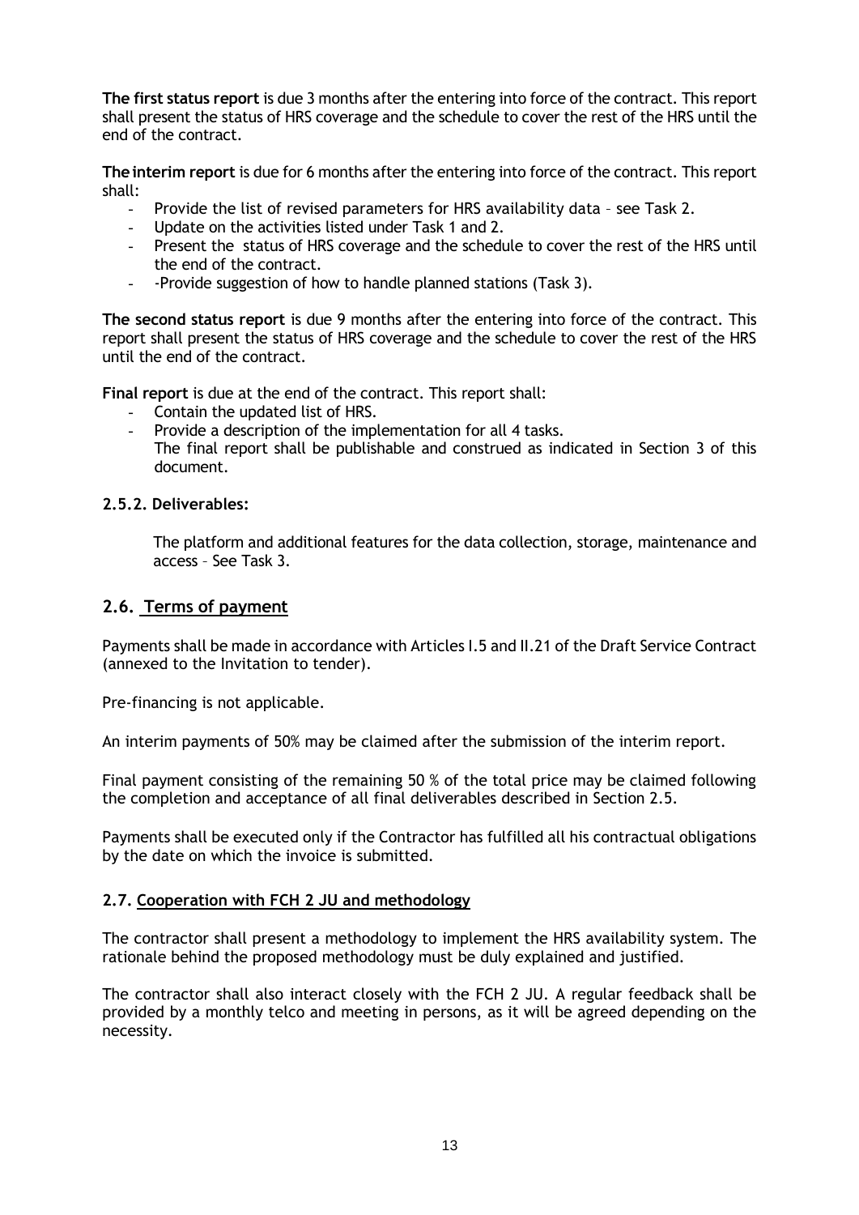**The first status report** is due 3 months after the entering into force of the contract. This report shall present the status of HRS coverage and the schedule to cover the rest of the HRS until the end of the contract.

**The interim report** is due for 6 months after the entering into force of the contract. This report shall:

- Provide the list of revised parameters for HRS availability data – see Task 2.
- Update on the activities listed under Task 1 and 2.
- Present the status of HRS coverage and the schedule to cover the rest of the HRS until the end of the contract.
- -Provide suggestion of how to handle planned stations (Task 3).

**The second status report** is due 9 months after the entering into force of the contract. This report shall present the status of HRS coverage and the schedule to cover the rest of the HRS until the end of the contract.

**Final report** is due at the end of the contract. This report shall:

- Contain the updated list of HRS.
- Provide a description of the implementation for all 4 tasks.

  The final report shall be publishable and construed as indicated in Section 3 of this document.

### 2.5.2. Deliverables:

The platform and additional features for the data collection, storage, maintenance and access – See Task 3.

## 2.6. Terms of payment

Payments shall be made in accordance with Articles I.5 and II.21 of the Draft Service Contract (annexed to the Invitation to tender).

Pre-financing is not applicable.

An interim payments of 50% may be claimed after the submission of the interim report.

Final payment consisting of the remaining 50 % of the total price may be claimed following the completion and acceptance of all final deliverables described in Section 2.5.

Payments shall be executed only if the Contractor has fulfilled all his contractual obligations by the date on which the invoice is submitted.

### 2.7. Cooperation with FCH 2 JU and methodology

The contractor shall present a methodology to implement the HRS availability system. The rationale behind the proposed methodology must be duly explained and justified.

The contractor shall also interact closely with the FCH 2 JU. A regular feedback shall be provided by a monthly telco and meeting in persons, as it will be agreed depending on the necessity.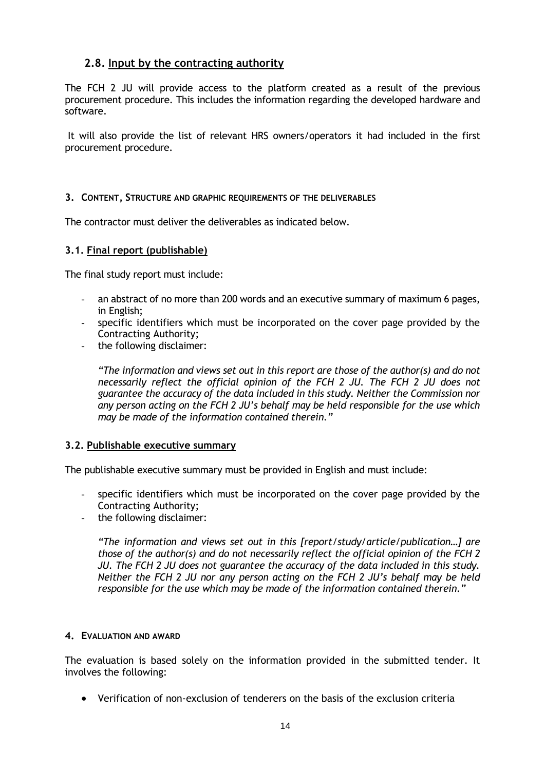### 2.8. Input by the contracting authority

The FCH 2 JU will provide access to the platform created as a result of the previous procurement procedure. This includes the information regarding the developed hardware and software.

It will also provide the list of relevant HRS owners/operators it had included in the first procurement procedure.

## 3. CONTENT, STRUCTURE AND GRAPHIC REQUIREMENTS OF THE DELIVERABLES

The contractor must deliver the deliverables as indicated below.

### 3.1. Final report (publishable)

The final study report must include:

- an abstract of no more than 200 words and an executive summary of maximum 6 pages, in English;
- specific identifiers which must be incorporated on the cover page provided by the Contracting Authority;
- the following disclaimer:

  *"The information and views set out in this report are those of the author(s) and do not necessarily reflect the official opinion of the FCH 2 JU. The FCH 2 JU does not guarantee the accuracy of the data included in this study. Neither the Commission nor any person acting on the FCH 2 JU's behalf may be held responsible for the use which may be made of the information contained therein."*

### 3.2. Publishable executive summary

The publishable executive summary must be provided in English and must include:

- specific identifiers which must be incorporated on the cover page provided by the Contracting Authority;
- the following disclaimer:

  *"The information and views set out in this [report/study/article/publication…] are those of the author(s) and do not necessarily reflect the official opinion of the FCH 2 JU. The FCH 2 JU does not guarantee the accuracy of the data included in this study. Neither the FCH 2 JU nor any person acting on the FCH 2 JU's behalf may be held responsible for the use which may be made of the information contained therein."*

## 4. EVALUATION AND AWARD

The evaluation is based solely on the information provided in the submitted tender. It involves the following:

- Verification of non-exclusion of tenderers on the basis of the exclusion criteria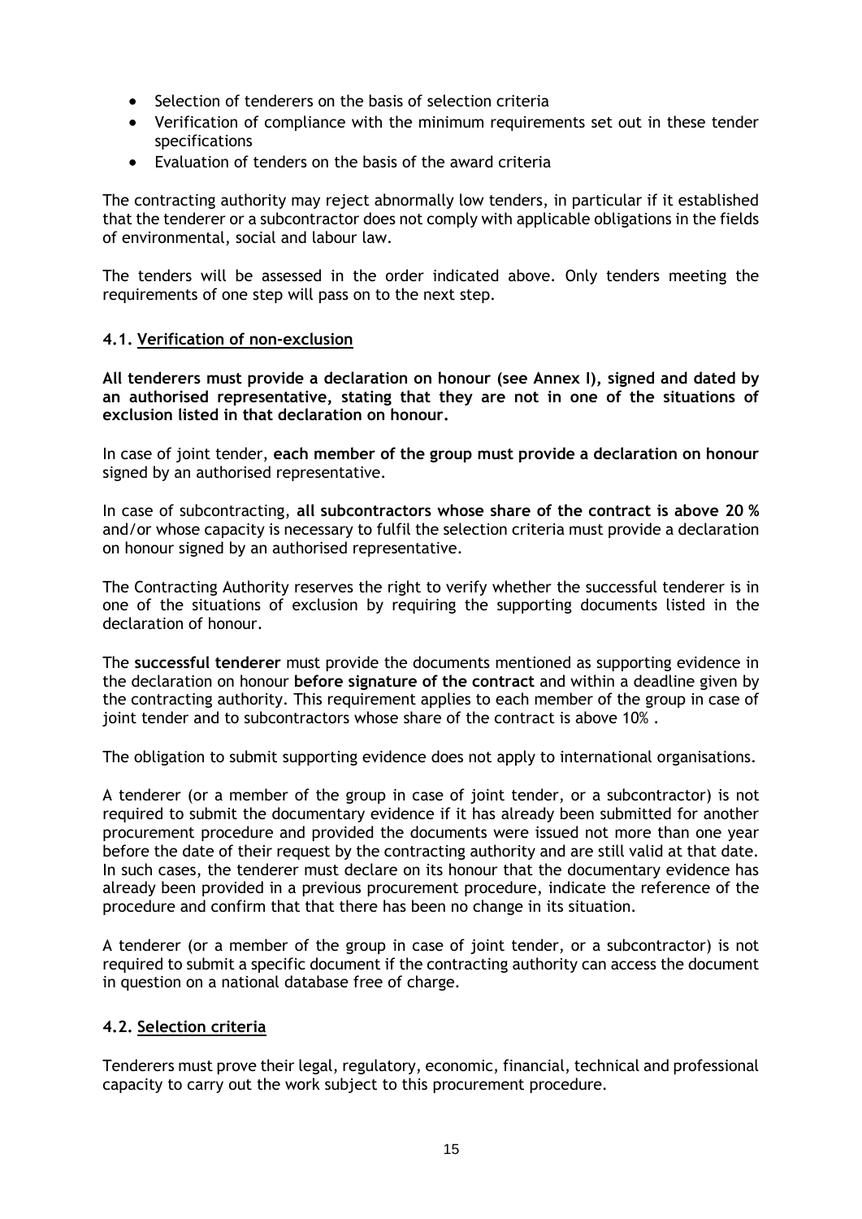- Selection of tenderers on the basis of selection criteria
- Verification of compliance with the minimum requirements set out in these tender specifications
- Evaluation of tenders on the basis of the award criteria

The contracting authority may reject abnormally low tenders, in particular if it established that the tenderer or a subcontractor does not comply with applicable obligations in the fields of environmental, social and labour law.

The tenders will be assessed in the order indicated above. Only tenders meeting the requirements of one step will pass on to the next step.

### 4.1. Verification of non-exclusion

**All tenderers must provide a declaration on honour (see Annex I), signed and dated by an authorised representative, stating that they are not in one of the situations of exclusion listed in that declaration on honour.**

In case of joint tender, **each member of the group must provide a declaration on honour** signed by an authorised representative.

In case of subcontracting, **all subcontractors whose share of the contract is above 20 %** and/or whose capacity is necessary to fulfil the selection criteria must provide a declaration on honour signed by an authorised representative.

The Contracting Authority reserves the right to verify whether the successful tenderer is in one of the situations of exclusion by requiring the supporting documents listed in the declaration of honour.

The **successful tenderer** must provide the documents mentioned as supporting evidence in the declaration on honour **before signature of the contract** and within a deadline given by the contracting authority. This requirement applies to each member of the group in case of joint tender and to subcontractors whose share of the contract is above 10% .

The obligation to submit supporting evidence does not apply to international organisations.

A tenderer (or a member of the group in case of joint tender, or a subcontractor) is not required to submit the documentary evidence if it has already been submitted for another procurement procedure and provided the documents were issued not more than one year before the date of their request by the contracting authority and are still valid at that date. In such cases, the tenderer must declare on its honour that the documentary evidence has already been provided in a previous procurement procedure, indicate the reference of the procedure and confirm that that there has been no change in its situation.

A tenderer (or a member of the group in case of joint tender, or a subcontractor) is not required to submit a specific document if the contracting authority can access the document in question on a national database free of charge.

### 4.2. Selection criteria

Tenderers must prove their legal, regulatory, economic, financial, technical and professional capacity to carry out the work subject to this procurement procedure.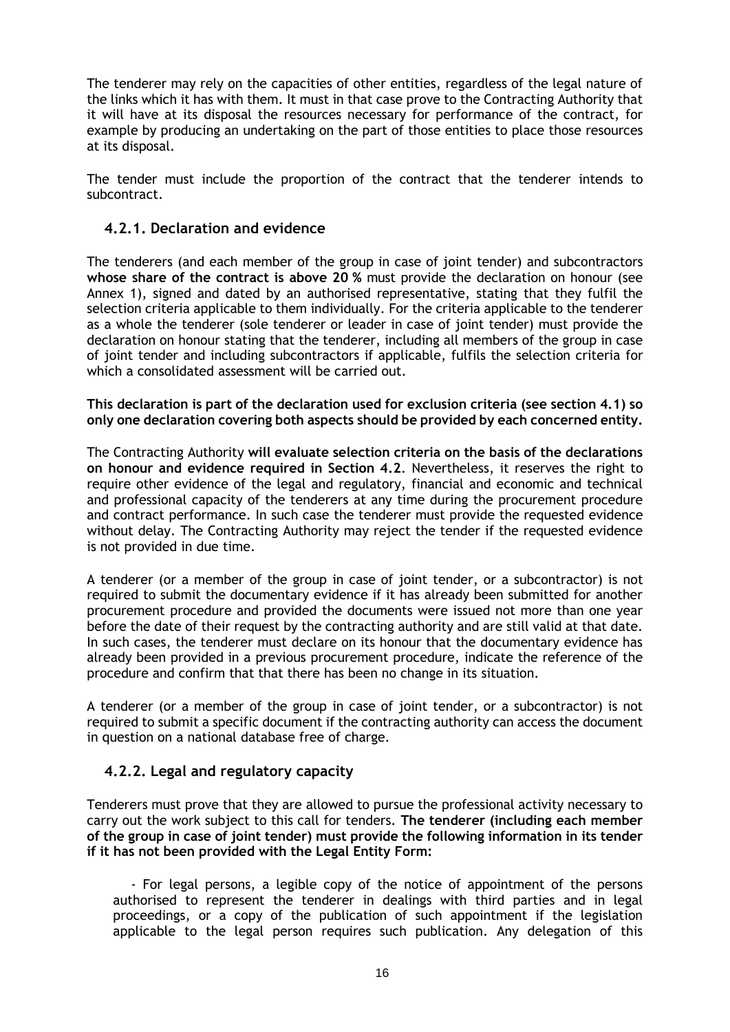The tenderer may rely on the capacities of other entities, regardless of the legal nature of the links which it has with them. It must in that case prove to the Contracting Authority that it will have at its disposal the resources necessary for performance of the contract, for example by producing an undertaking on the part of those entities to place those resources at its disposal.

The tender must include the proportion of the contract that the tenderer intends to subcontract.

### 4.2.1. Declaration and evidence

The tenderers (and each member of the group in case of joint tender) and subcontractors **whose share of the contract is above 20 %** must provide the declaration on honour (see Annex 1), signed and dated by an authorised representative, stating that they fulfil the selection criteria applicable to them individually. For the criteria applicable to the tenderer as a whole the tenderer (sole tenderer or leader in case of joint tender) must provide the declaration on honour stating that the tenderer, including all members of the group in case of joint tender and including subcontractors if applicable, fulfils the selection criteria for which a consolidated assessment will be carried out.

**This declaration is part of the declaration used for exclusion criteria (see section 4.1) so only one declaration covering both aspects should be provided by each concerned entity.**

The Contracting Authority **will evaluate selection criteria on the basis of the declarations on honour and evidence required in Section 4.2**. Nevertheless, it reserves the right to require other evidence of the legal and regulatory, financial and economic and technical and professional capacity of the tenderers at any time during the procurement procedure and contract performance. In such case the tenderer must provide the requested evidence without delay. The Contracting Authority may reject the tender if the requested evidence is not provided in due time.

A tenderer (or a member of the group in case of joint tender, or a subcontractor) is not required to submit the documentary evidence if it has already been submitted for another procurement procedure and provided the documents were issued not more than one year before the date of their request by the contracting authority and are still valid at that date. In such cases, the tenderer must declare on its honour that the documentary evidence has already been provided in a previous procurement procedure, indicate the reference of the procedure and confirm that that there has been no change in its situation.

A tenderer (or a member of the group in case of joint tender, or a subcontractor) is not required to submit a specific document if the contracting authority can access the document in question on a national database free of charge.

### 4.2.2. Legal and regulatory capacity

Tenderers must prove that they are allowed to pursue the professional activity necessary to carry out the work subject to this call for tenders. **The tenderer (including each member of the group in case of joint tender) must provide the following information in its tender if it has not been provided with the Legal Entity Form:**

- For legal persons, a legible copy of the notice of appointment of the persons authorised to represent the tenderer in dealings with third parties and in legal proceedings, or a copy of the publication of such appointment if the legislation applicable to the legal person requires such publication. Any delegation of this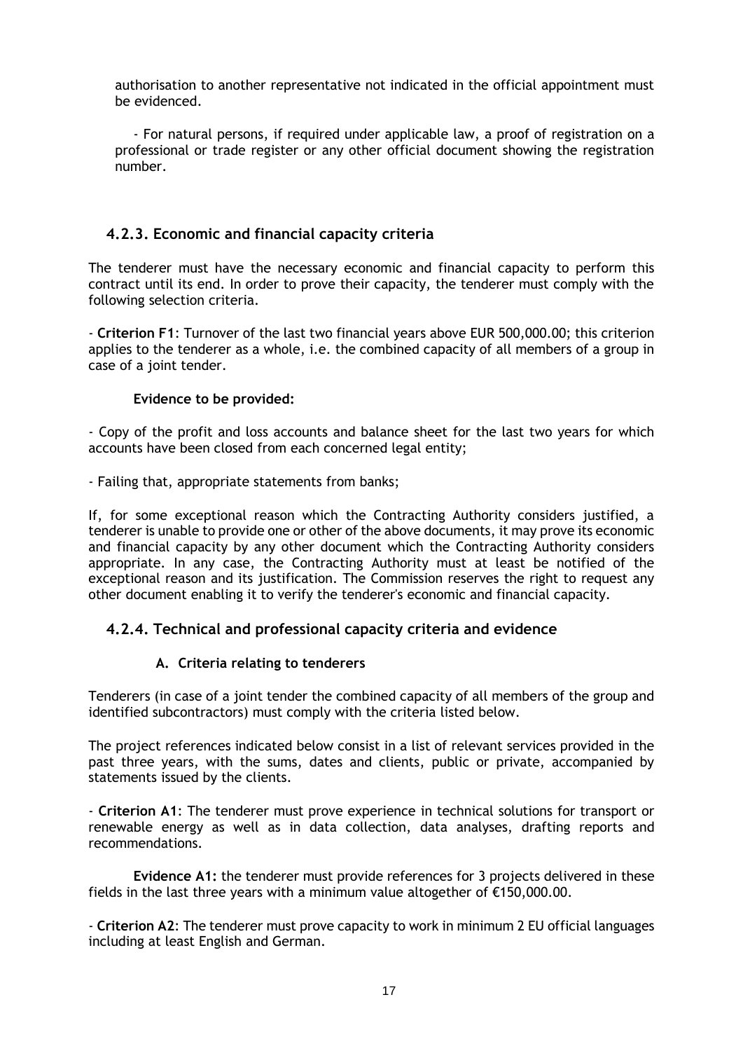authorisation to another representative not indicated in the official appointment must be evidenced.

- For natural persons, if required under applicable law, a proof of registration on a professional or trade register or any other official document showing the registration number.

### 4.2.3. Economic and financial capacity criteria

The tenderer must have the necessary economic and financial capacity to perform this contract until its end. In order to prove their capacity, the tenderer must comply with the following selection criteria.

- **Criterion F1**: Turnover of the last two financial years above EUR 500,000.00; this criterion applies to the tenderer as a whole, i.e. the combined capacity of all members of a group in case of a joint tender.

**Evidence to be provided:**

- Copy of the profit and loss accounts and balance sheet for the last two years for which accounts have been closed from each concerned legal entity;

- Failing that, appropriate statements from banks;

If, for some exceptional reason which the Contracting Authority considers justified, a tenderer is unable to provide one or other of the above documents, it may prove its economic and financial capacity by any other document which the Contracting Authority considers appropriate. In any case, the Contracting Authority must at least be notified of the exceptional reason and its justification. The Commission reserves the right to request any other document enabling it to verify the tenderer's economic and financial capacity.

### 4.2.4. Technical and professional capacity criteria and evidence

#### A. Criteria relating to tenderers

Tenderers (in case of a joint tender the combined capacity of all members of the group and identified subcontractors) must comply with the criteria listed below.

The project references indicated below consist in a list of relevant services provided in the past three years, with the sums, dates and clients, public or private, accompanied by statements issued by the clients.

- **Criterion A1**: The tenderer must prove experience in technical solutions for transport or renewable energy as well as in data collection, data analyses, drafting reports and recommendations.

**Evidence A1:** the tenderer must provide references for 3 projects delivered in these fields in the last three years with a minimum value altogether of €150,000.00.

- **Criterion A2**: The tenderer must prove capacity to work in minimum 2 EU official languages including at least English and German.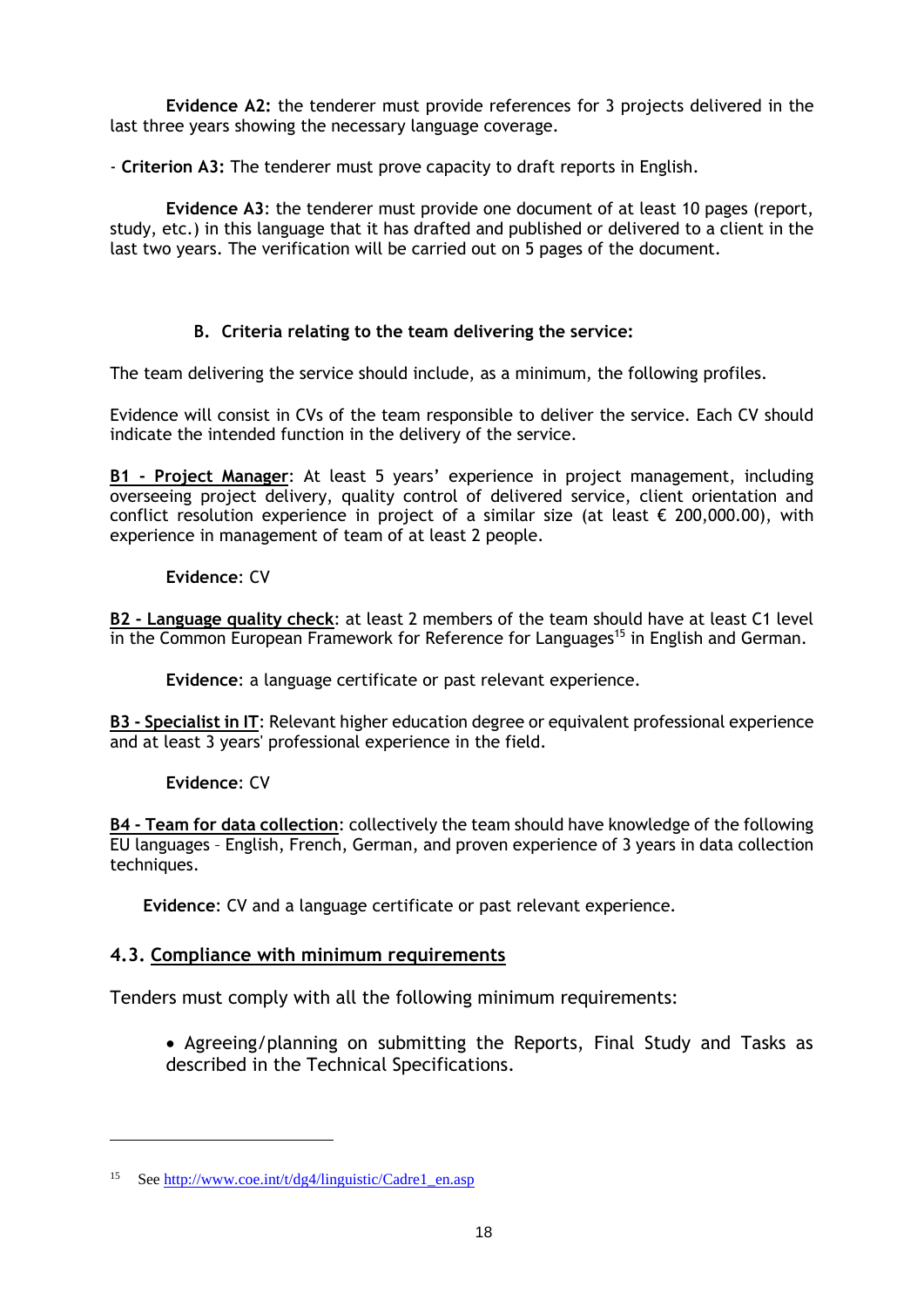**Evidence A2:** the tenderer must provide references for 3 projects delivered in the last three years showing the necessary language coverage.

- **Criterion A3:** The tenderer must prove capacity to draft reports in English.

**Evidence A3**: the tenderer must provide one document of at least 10 pages (report, study, etc.) in this language that it has drafted and published or delivered to a client in the last two years. The verification will be carried out on 5 pages of the document.

### B. Criteria relating to the team delivering the service:

The team delivering the service should include, as a minimum, the following profiles.

Evidence will consist in CVs of the team responsible to deliver the service. Each CV should indicate the intended function in the delivery of the service.

**B1 - Project Manager**: At least 5 years' experience in project management, including overseeing project delivery, quality control of delivered service, client orientation and conflict resolution experience in project of a similar size (at least € 200,000.00), with experience in management of team of at least 2 people.

**Evidence**: CV

**B2 - Language quality check**: at least 2 members of the team should have at least C1 level in the Common European Framework for Reference for Languages[15] in English and German.

**Evidence**: a language certificate or past relevant experience.

**B3 - Specialist in IT**: Relevant higher education degree or equivalent professional experience and at least 3 years' professional experience in the field.

**Evidence**: CV

**B4 - Team for data collection**: collectively the team should have knowledge of the following EU languages – English, French, German, and proven experience of 3 years in data collection techniques.

**Evidence**: CV and a language certificate or past relevant experience.

## 4.3. Compliance with minimum requirements

Tenders must comply with all the following minimum requirements:

- Agreeing/planning on submitting the Reports, Final Study and Tasks as described in the Technical Specifications.

---

[15] See http://www.coe.int/t/dg4/linguistic/Cadre1_en.asp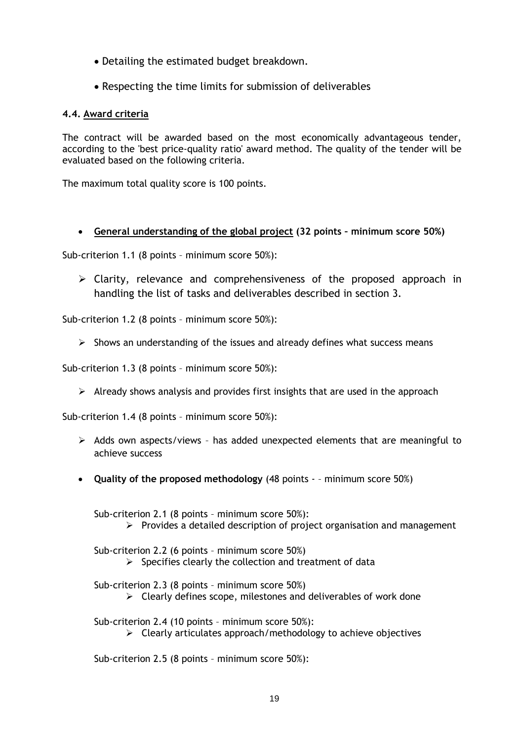- Detailing the estimated budget breakdown.
- Respecting the time limits for submission of deliverables

#### 4.4. Award criteria

The contract will be awarded based on the most economically advantageous tender, according to the 'best price-quality ratio' award method. The quality of the tender will be evaluated based on the following criteria.

The maximum total quality score is 100 points.

- **General understanding of the global project (32 points – minimum score 50%)**

Sub-criterion 1.1 (8 points – minimum score 50%):

> Clarity, relevance and comprehensiveness of the proposed approach in handling the list of tasks and deliverables described in section 3.

Sub-criterion 1.2 (8 points – minimum score 50%):

> Shows an understanding of the issues and already defines what success means

Sub-criterion 1.3 (8 points – minimum score 50%):

> Already shows analysis and provides first insights that are used in the approach

Sub-criterion 1.4 (8 points – minimum score 50%):

> Adds own aspects/views – has added unexpected elements that are meaningful to achieve success

- **Quality of the proposed methodology** (48 points - – minimum score 50%)

Sub-criterion 2.1 (8 points – minimum score 50%):

> Provides a detailed description of project organisation and management

Sub-criterion 2.2 (6 points – minimum score 50%)

> Specifies clearly the collection and treatment of data

Sub-criterion 2.3 (8 points – minimum score 50%)

> Clearly defines scope, milestones and deliverables of work done

Sub-criterion 2.4 (10 points – minimum score 50%):

> Clearly articulates approach/methodology to achieve objectives

Sub-criterion 2.5 (8 points – minimum score 50%):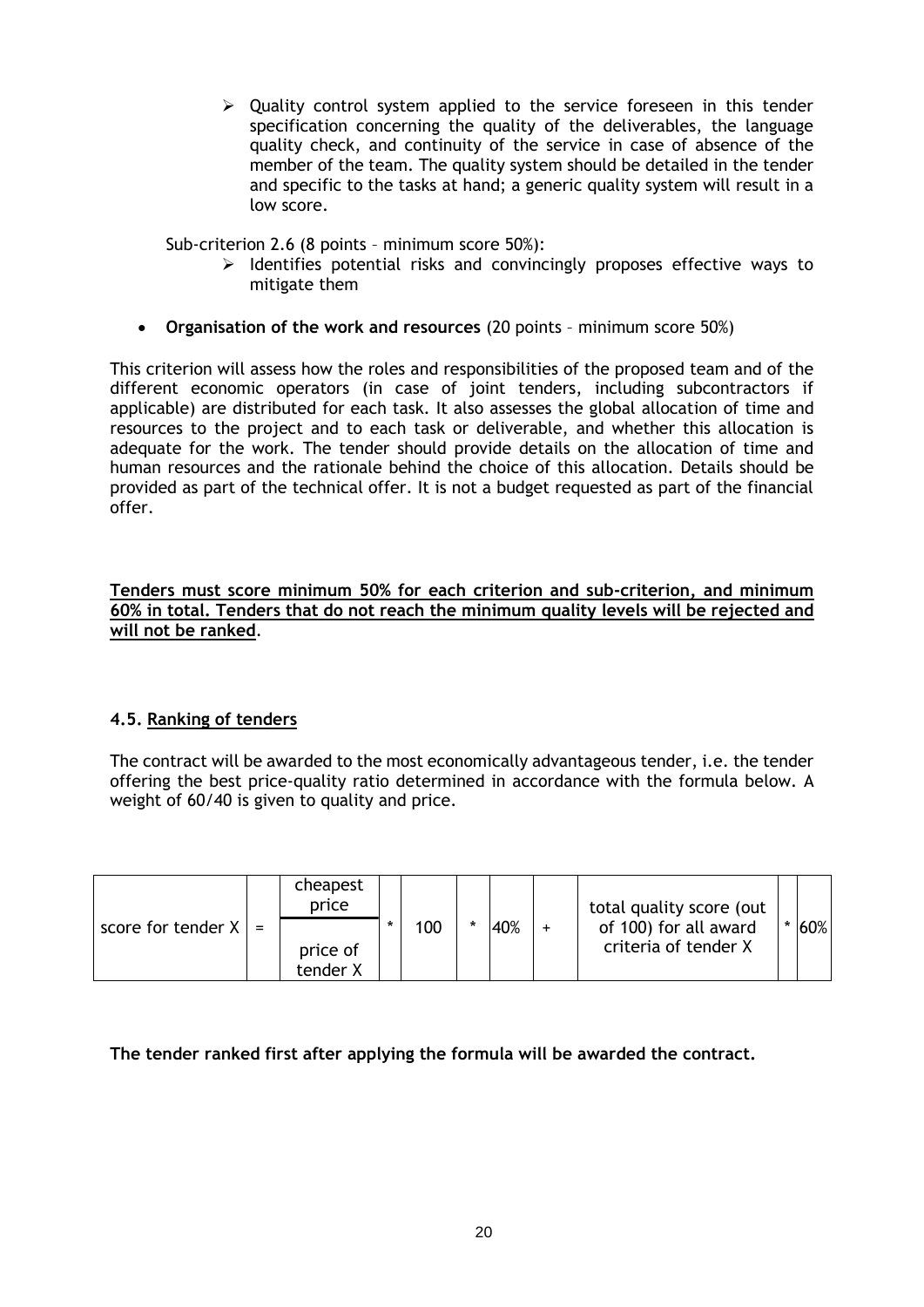- Quality control system applied to the service foreseen in this tender specification concerning the quality of the deliverables, the language quality check, and continuity of the service in case of absence of the member of the team. The quality system should be detailed in the tender and specific to the tasks at hand; a generic quality system will result in a low score.

Sub-criterion 2.6 (8 points – minimum score 50%):

- Identifies potential risks and convincingly proposes effective ways to mitigate them

- **Organisation of the work and resources** (20 points – minimum score 50%)

This criterion will assess how the roles and responsibilities of the proposed team and of the different economic operators (in case of joint tenders, including subcontractors if applicable) are distributed for each task. It also assesses the global allocation of time and resources to the project and to each task or deliverable, and whether this allocation is adequate for the work. The tender should provide details on the allocation of time and human resources and the rationale behind the choice of this allocation. Details should be provided as part of the technical offer. It is not a budget requested as part of the financial offer.

**Tenders must score minimum 50% for each criterion and sub-criterion, and minimum 60% in total. Tenders that do not reach the minimum quality levels will be rejected and will not be ranked**.

### 4.5. Ranking of tenders

The contract will be awarded to the most economically advantageous tender, i.e. the tender offering the best price-quality ratio determined in accordance with the formula below. A weight of 60/40 is given to quality and price.

$$\text{score for tender X} = \frac{\text{cheapest price}}{\text{price of tender X}} * 100 * 40\% + \text{total quality score (out of 100) for all award criteria of tender X} * 60\%$$

**The tender ranked first after applying the formula will be awarded the contract.**